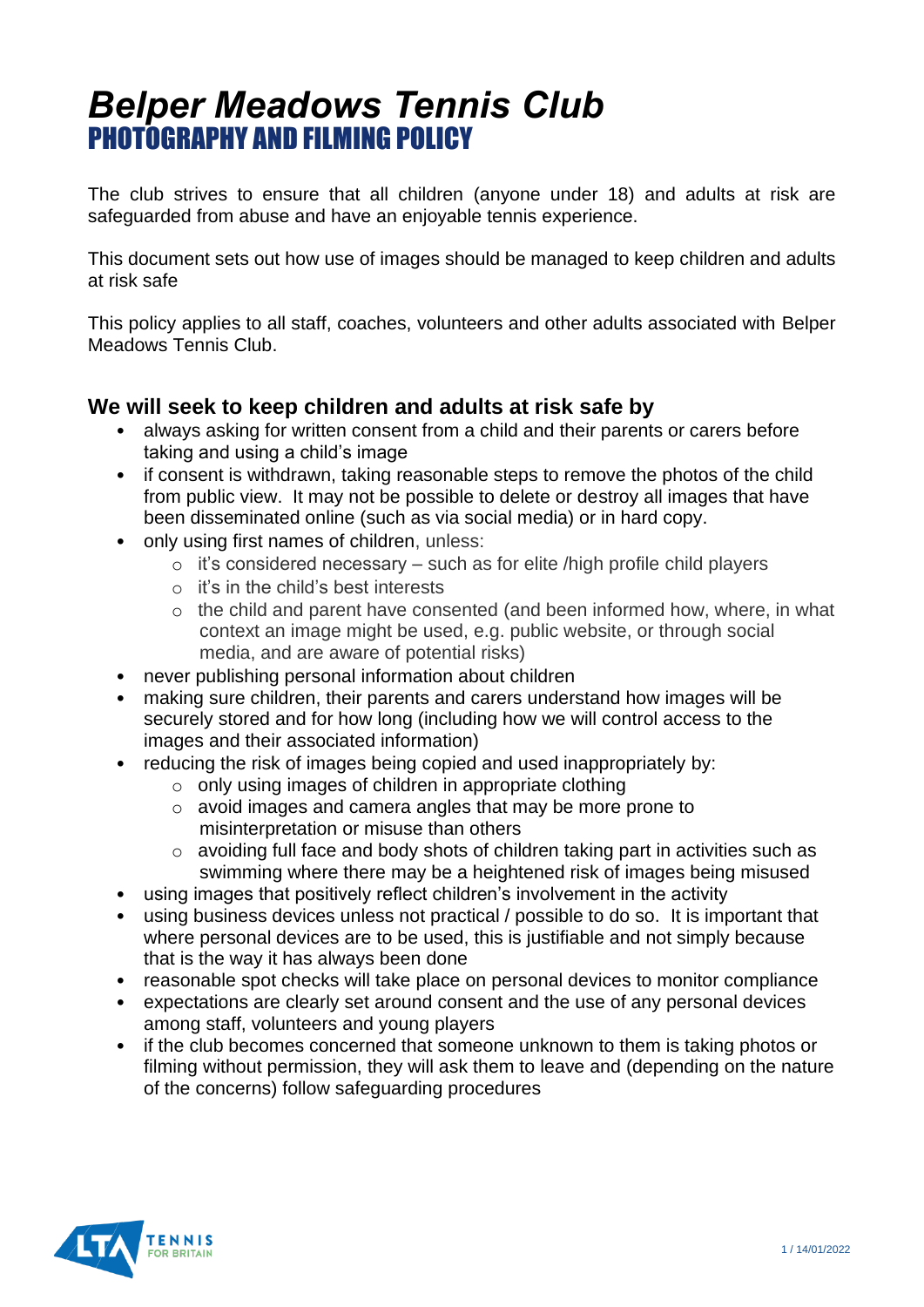# *Belper Meadows Tennis Club*

## PHOTOGRAPHY AND FILMING POLICY

The club strives to ensure that all children (anyone under 18) and adults at risk are safeguarded from abuse and have an enjoyable tennis experience.

This document sets out how use of images should be managed to keep children and adults at risk safe

This policy applies to all staff, coaches, volunteers and other adults associated with Belper Meadows Tennis Club.

### We will seek to keep children and adults at risk safe by

- always asking for written consent from a child and their parents or carers before taking and using a child's image
- if consent is withdrawn, taking reasonable steps to remove the photos of the child from public view. It may not be possible to delete or destroy all images that have been disseminated online (such as via social media) or in hard copy.
- only using first names of children, unless:
  - it's considered necessary – such as for elite /high profile child players
  - it's in the child's best interests
  - the child and parent have consented (and been informed how, where, in what context an image might be used, e.g. public website, or through social media, and are aware of potential risks)
- never publishing personal information about children
- making sure children, their parents and carers understand how images will be securely stored and for how long (including how we will control access to the images and their associated information)
- reducing the risk of images being copied and used inappropriately by:
  - only using images of children in appropriate clothing
  - avoid images and camera angles that may be more prone to misinterpretation or misuse than others
  - avoiding full face and body shots of children taking part in activities such as swimming where there may be a heightened risk of images being misused
- using images that positively reflect children's involvement in the activity
- using business devices unless not practical / possible to do so. It is important that where personal devices are to be used, this is justifiable and not simply because that is the way it has always been done
- reasonable spot checks will take place on personal devices to monitor compliance
- expectations are clearly set around consent and the use of any personal devices among staff, volunteers and young players
- if the club becomes concerned that someone unknown to them is taking photos or filming without permission, they will ask them to leave and (depending on the nature of the concerns) follow safeguarding procedures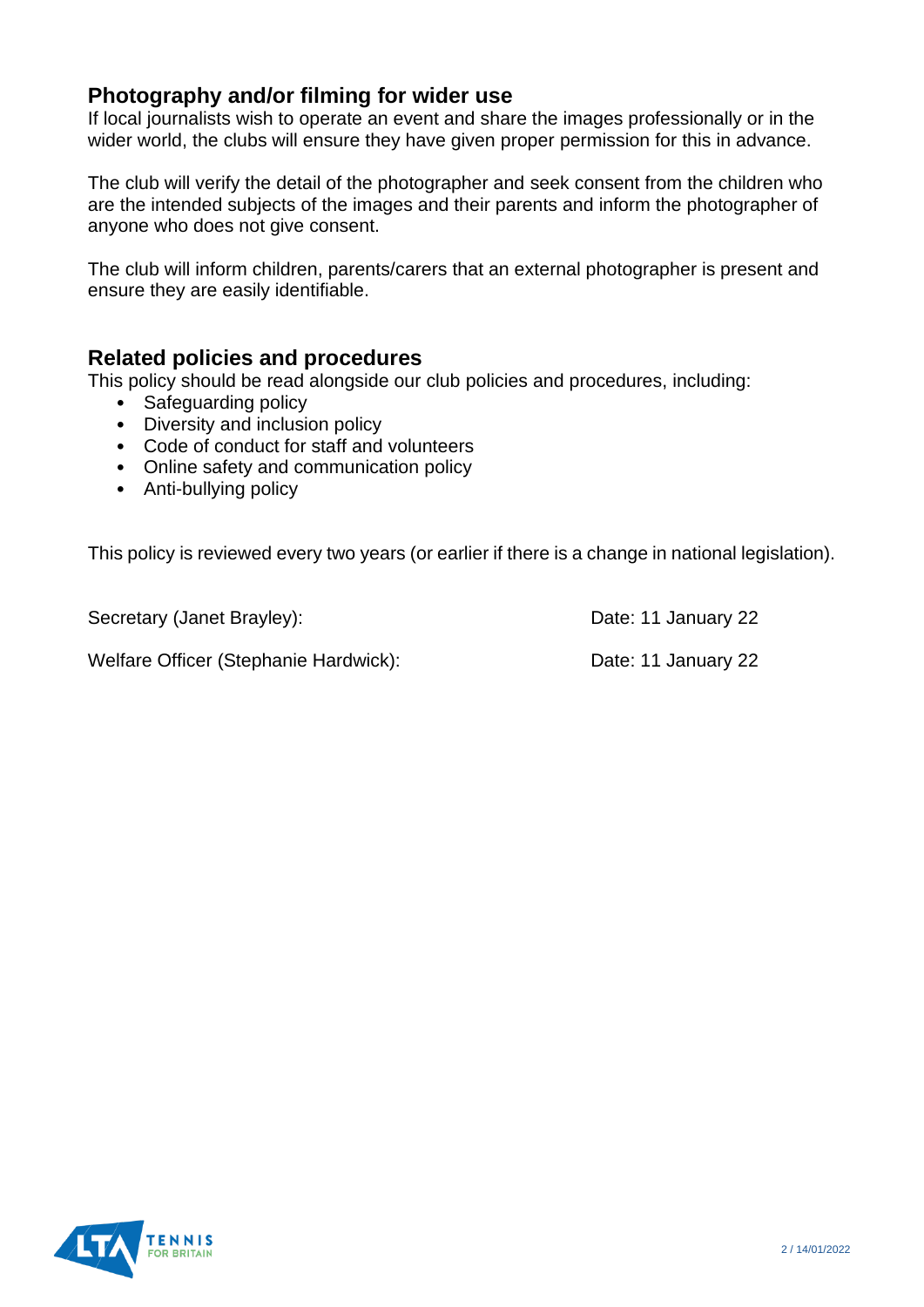## Photography and/or filming for wider use

If local journalists wish to operate an event and share the images professionally or in the wider world, the clubs will ensure they have given proper permission for this in advance.

The club will verify the detail of the photographer and seek consent from the children who are the intended subjects of the images and their parents and inform the photographer of anyone who does not give consent.

The club will inform children, parents/carers that an external photographer is present and ensure they are easily identifiable.

## Related policies and procedures

This policy should be read alongside our club policies and procedures, including:

- Safeguarding policy
- Diversity and inclusion policy
- Code of conduct for staff and volunteers
- Online safety and communication policy
- Anti-bullying policy

This policy is reviewed every two years (or earlier if there is a change in national legislation).

Secretary (Janet Brayley): Date: 11 January 22

Welfare Officer (Stephanie Hardwick): Date: 11 January 22